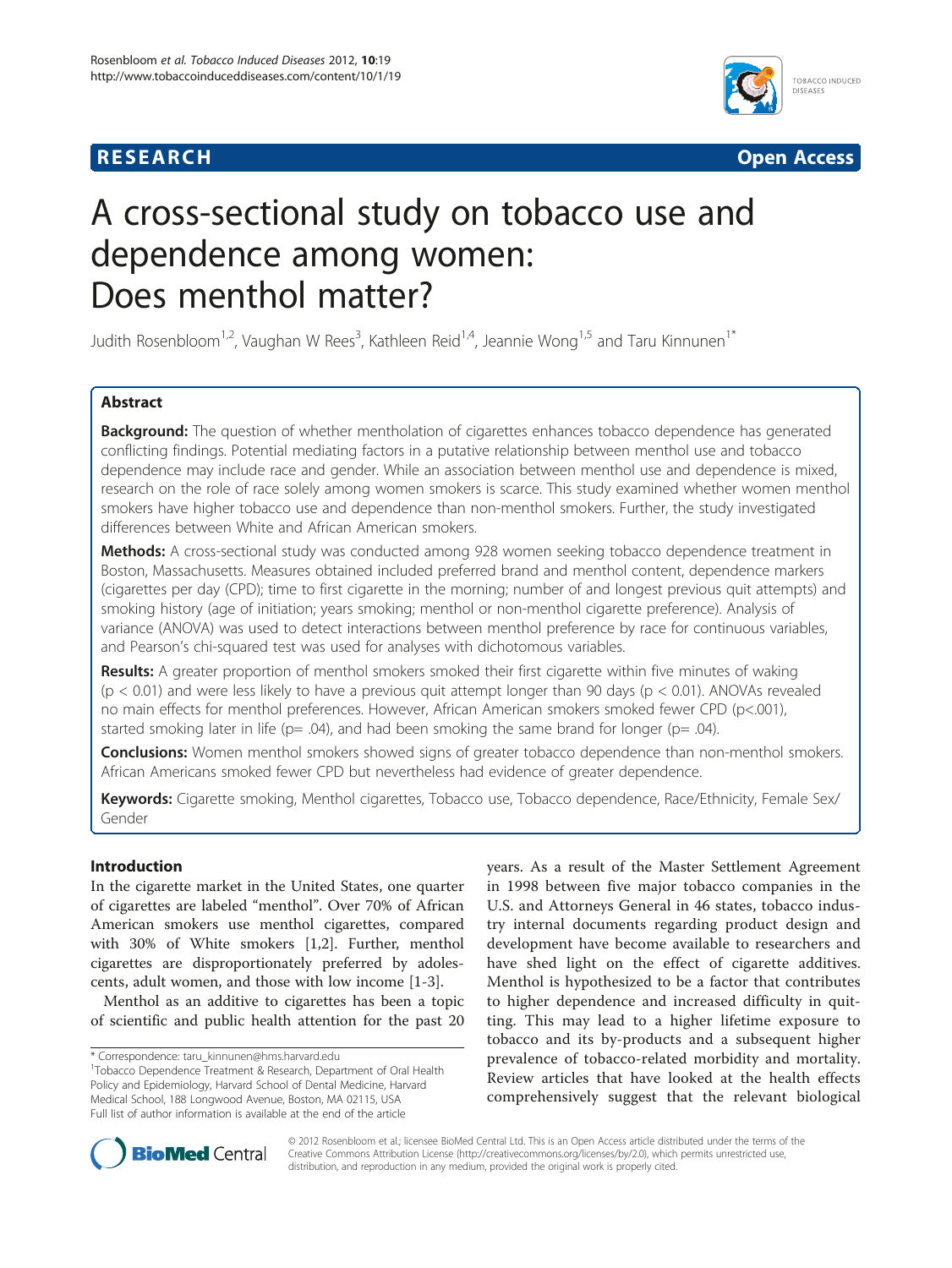**RESEARCH** **Open Access**

# A cross-sectional study on tobacco use and dependence among women: Does menthol matter?

Judith Rosenbloom[1,2], Vaughan W Rees[3], Kathleen Reid[1,4], Jeannie Wong[1,5] and Taru Kinnunen[1*]

## Abstract

**Background:** The question of whether mentholation of cigarettes enhances tobacco dependence has generated conflicting findings. Potential mediating factors in a putative relationship between menthol use and tobacco dependence may include race and gender. While an association between menthol use and dependence is mixed, research on the role of race solely among women smokers is scarce. This study examined whether women menthol smokers have higher tobacco use and dependence than non-menthol smokers. Further, the study investigated differences between White and African American smokers.

**Methods:** A cross-sectional study was conducted among 928 women seeking tobacco dependence treatment in Boston, Massachusetts. Measures obtained included preferred brand and menthol content, dependence markers (cigarettes per day (CPD); time to first cigarette in the morning; number of and longest previous quit attempts) and smoking history (age of initiation; years smoking; menthol or non-menthol cigarette preference). Analysis of variance (ANOVA) was used to detect interactions between menthol preference by race for continuous variables, and Pearson's chi-squared test was used for analyses with dichotomous variables.

**Results:** A greater proportion of menthol smokers smoked their first cigarette within five minutes of waking ($p < 0.01$) and were less likely to have a previous quit attempt longer than 90 days ($p < 0.01$). ANOVAs revealed no main effects for menthol preferences. However, African American smokers smoked fewer CPD ($p<.001$), started smoking later in life ($p= .04$), and had been smoking the same brand for longer ($p= .04$).

**Conclusions:** Women menthol smokers showed signs of greater tobacco dependence than non-menthol smokers. African Americans smoked fewer CPD but nevertheless had evidence of greater dependence.

**Keywords:** Cigarette smoking, Menthol cigarettes, Tobacco use, Tobacco dependence, Race/Ethnicity, Female Sex/ Gender

## Introduction

In the cigarette market in the United States, one quarter of cigarettes are labeled "menthol". Over 70% of African American smokers use menthol cigarettes, compared with 30% of White smokers [1,2]. Further, menthol cigarettes are disproportionately preferred by adolescents, adult women, and those with low income [1-3].

Menthol as an additive to cigarettes has been a topic of scientific and public health attention for the past 20 years. As a result of the Master Settlement Agreement in 1998 between five major tobacco companies in the U.S. and Attorneys General in 46 states, tobacco industry internal documents regarding product design and development have become available to researchers and have shed light on the effect of cigarette additives. Menthol is hypothesized to be a factor that contributes to higher dependence and increased difficulty in quitting. This may lead to a higher lifetime exposure to tobacco and its by-products and a subsequent higher prevalence of tobacco-related morbidity and mortality. Review articles that have looked at the health effects comprehensively suggest that the relevant biological

\* Correspondence: taru_kinnunen@hms.harvard.edu
[1]Tobacco Dependence Treatment & Research, Department of Oral Health Policy and Epidemiology, Harvard School of Dental Medicine, Harvard Medical School, 188 Longwood Avenue, Boston, MA 02115, USA
Full list of author information is available at the end of the article

© 2012 Rosenbloom et al.; licensee BioMed Central Ltd. This is an Open Access article distributed under the terms of the Creative Commons Attribution License (http://creativecommons.org/licenses/by/2.0), which permits unrestricted use, distribution, and reproduction in any medium, provided the original work is properly cited.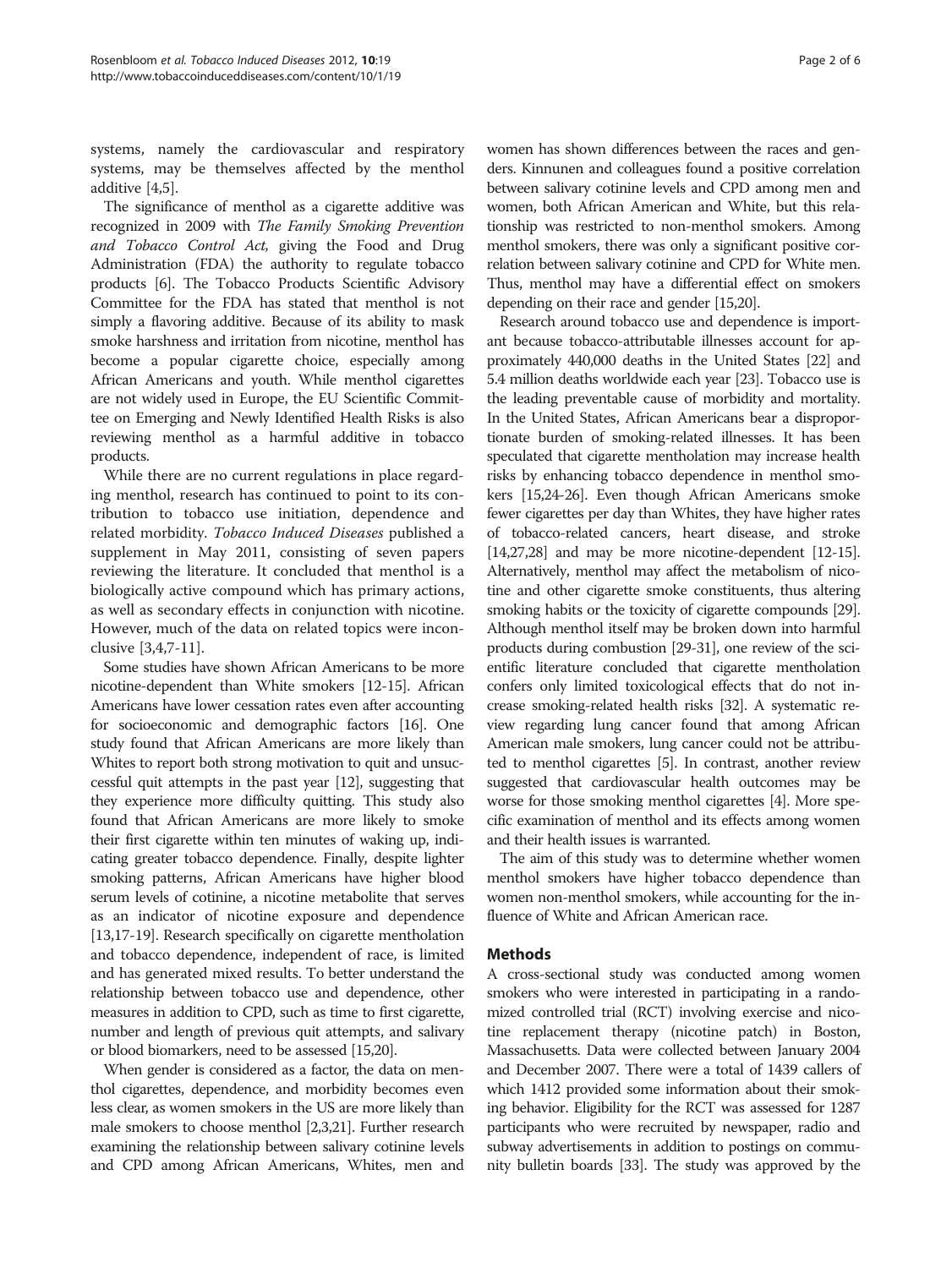systems, namely the cardiovascular and respiratory systems, may be themselves affected by the menthol additive [4,5].

The significance of menthol as a cigarette additive was recognized in 2009 with *The Family Smoking Prevention and Tobacco Control Act,* giving the Food and Drug Administration (FDA) the authority to regulate tobacco products [6]. The Tobacco Products Scientific Advisory Committee for the FDA has stated that menthol is not simply a flavoring additive. Because of its ability to mask smoke harshness and irritation from nicotine, menthol has become a popular cigarette choice, especially among African Americans and youth. While menthol cigarettes are not widely used in Europe, the EU Scientific Committee on Emerging and Newly Identified Health Risks is also reviewing menthol as a harmful additive in tobacco products.

While there are no current regulations in place regarding menthol, research has continued to point to its contribution to tobacco use initiation, dependence and related morbidity. *Tobacco Induced Diseases* published a supplement in May 2011, consisting of seven papers reviewing the literature. It concluded that menthol is a biologically active compound which has primary actions, as well as secondary effects in conjunction with nicotine. However, much of the data on related topics were inconclusive [3,4,7-11].

Some studies have shown African Americans to be more nicotine-dependent than White smokers [12-15]. African Americans have lower cessation rates even after accounting for socioeconomic and demographic factors [16]. One study found that African Americans are more likely than Whites to report both strong motivation to quit and unsuccessful quit attempts in the past year [12], suggesting that they experience more difficulty quitting. This study also found that African Americans are more likely to smoke their first cigarette within ten minutes of waking up, indicating greater tobacco dependence. Finally, despite lighter smoking patterns, African Americans have higher blood serum levels of cotinine, a nicotine metabolite that serves as an indicator of nicotine exposure and dependence [13,17-19]. Research specifically on cigarette mentholation and tobacco dependence, independent of race, is limited and has generated mixed results. To better understand the relationship between tobacco use and dependence, other measures in addition to CPD, such as time to first cigarette, number and length of previous quit attempts, and salivary or blood biomarkers, need to be assessed [15,20].

When gender is considered as a factor, the data on menthol cigarettes, dependence, and morbidity becomes even less clear, as women smokers in the US are more likely than male smokers to choose menthol [2,3,21]. Further research examining the relationship between salivary cotinine levels and CPD among African Americans, Whites, men and women has shown differences between the races and genders. Kinnunen and colleagues found a positive correlation between salivary cotinine levels and CPD among men and women, both African American and White, but this relationship was restricted to non-menthol smokers. Among menthol smokers, there was only a significant positive correlation between salivary cotinine and CPD for White men. Thus, menthol may have a differential effect on smokers depending on their race and gender [15,20].

Research around tobacco use and dependence is important because tobacco-attributable illnesses account for approximately 440,000 deaths in the United States [22] and 5.4 million deaths worldwide each year [23]. Tobacco use is the leading preventable cause of morbidity and mortality. In the United States, African Americans bear a disproportionate burden of smoking-related illnesses. It has been speculated that cigarette mentholation may increase health risks by enhancing tobacco dependence in menthol smokers [15,24-26]. Even though African Americans smoke fewer cigarettes per day than Whites, they have higher rates of tobacco-related cancers, heart disease, and stroke [14,27,28] and may be more nicotine-dependent [12-15]. Alternatively, menthol may affect the metabolism of nicotine and other cigarette smoke constituents, thus altering smoking habits or the toxicity of cigarette compounds [29]. Although menthol itself may be broken down into harmful products during combustion [29-31], one review of the scientific literature concluded that cigarette mentholation confers only limited toxicological effects that do not increase smoking-related health risks [32]. A systematic review regarding lung cancer found that among African American male smokers, lung cancer could not be attributed to menthol cigarettes [5]. In contrast, another review suggested that cardiovascular health outcomes may be worse for those smoking menthol cigarettes [4]. More specific examination of menthol and its effects among women and their health issues is warranted.

The aim of this study was to determine whether women menthol smokers have higher tobacco dependence than women non-menthol smokers, while accounting for the influence of White and African American race.

## Methods

A cross-sectional study was conducted among women smokers who were interested in participating in a randomized controlled trial (RCT) involving exercise and nicotine replacement therapy (nicotine patch) in Boston, Massachusetts. Data were collected between January 2004 and December 2007. There were a total of 1439 callers of which 1412 provided some information about their smoking behavior. Eligibility for the RCT was assessed for 1287 participants who were recruited by newspaper, radio and subway advertisements in addition to postings on community bulletin boards [33]. The study was approved by the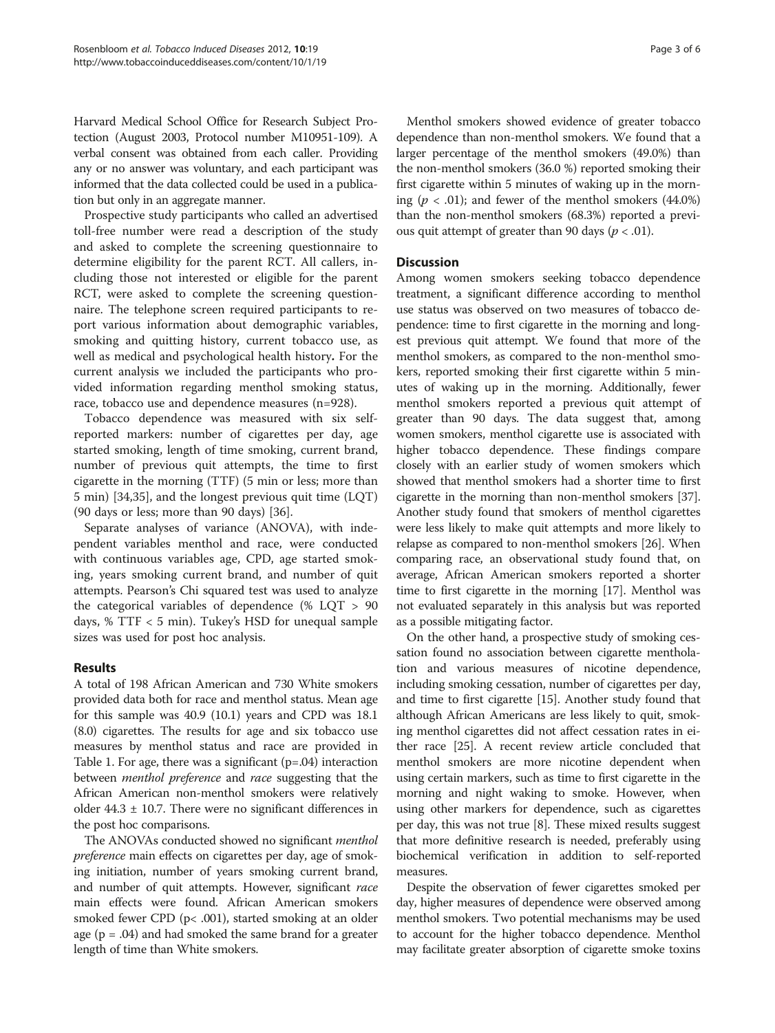Harvard Medical School Office for Research Subject Protection (August 2003, Protocol number M10951-109). A verbal consent was obtained from each caller. Providing any or no answer was voluntary, and each participant was informed that the data collected could be used in a publication but only in an aggregate manner.

Prospective study participants who called an advertised toll-free number were read a description of the study and asked to complete the screening questionnaire to determine eligibility for the parent RCT. All callers, including those not interested or eligible for the parent RCT, were asked to complete the screening questionnaire. The telephone screen required participants to report various information about demographic variables, smoking and quitting history, current tobacco use, as well as medical and psychological health history**.** For the current analysis we included the participants who provided information regarding menthol smoking status, race, tobacco use and dependence measures (n=928).

Tobacco dependence was measured with six self-reported markers: number of cigarettes per day, age started smoking, length of time smoking, current brand, number of previous quit attempts, the time to first cigarette in the morning (TTF) (5 min or less; more than 5 min) [34,35], and the longest previous quit time (LQT) (90 days or less; more than 90 days) [36].

Separate analyses of variance (ANOVA), with independent variables menthol and race, were conducted with continuous variables age, CPD, age started smoking, years smoking current brand, and number of quit attempts. Pearson's Chi squared test was used to analyze the categorical variables of dependence (% LQT > 90 days, % TTF < 5 min). Tukey's HSD for unequal sample sizes was used for post hoc analysis.

## Results

A total of 198 African American and 730 White smokers provided data both for race and menthol status. Mean age for this sample was 40.9 (10.1) years and CPD was 18.1 (8.0) cigarettes. The results for age and six tobacco use measures by menthol status and race are provided in Table 1. For age, there was a significant ($p=.04$) interaction between *menthol preference* and *race* suggesting that the African American non-menthol smokers were relatively older $44.3 \pm 10.7$. There were no significant differences in the post hoc comparisons.

The ANOVAs conducted showed no significant *menthol preference* main effects on cigarettes per day, age of smoking initiation, number of years smoking current brand, and number of quit attempts. However, significant *race* main effects were found. African American smokers smoked fewer CPD ($p< .001$), started smoking at an older age ($p = .04$) and had smoked the same brand for a greater length of time than White smokers.

Menthol smokers showed evidence of greater tobacco dependence than non-menthol smokers. We found that a larger percentage of the menthol smokers (49.0%) than the non-menthol smokers (36.0 %) reported smoking their first cigarette within 5 minutes of waking up in the morning ($p < .01$); and fewer of the menthol smokers (44.0%) than the non-menthol smokers (68.3%) reported a previous quit attempt of greater than 90 days ($p < .01$).

## Discussion

Among women smokers seeking tobacco dependence treatment, a significant difference according to menthol use status was observed on two measures of tobacco dependence: time to first cigarette in the morning and longest previous quit attempt. We found that more of the menthol smokers, as compared to the non-menthol smokers, reported smoking their first cigarette within 5 minutes of waking up in the morning. Additionally, fewer menthol smokers reported a previous quit attempt of greater than 90 days. The data suggest that, among women smokers, menthol cigarette use is associated with higher tobacco dependence. These findings compare closely with an earlier study of women smokers which showed that menthol smokers had a shorter time to first cigarette in the morning than non-menthol smokers [37]. Another study found that smokers of menthol cigarettes were less likely to make quit attempts and more likely to relapse as compared to non-menthol smokers [26]. When comparing race, an observational study found that, on average, African American smokers reported a shorter time to first cigarette in the morning [17]. Menthol was not evaluated separately in this analysis but was reported as a possible mitigating factor.

On the other hand, a prospective study of smoking cessation found no association between cigarette mentholation and various measures of nicotine dependence, including smoking cessation, number of cigarettes per day, and time to first cigarette [15]. Another study found that although African Americans are less likely to quit, smoking menthol cigarettes did not affect cessation rates in either race [25]. A recent review article concluded that menthol smokers are more nicotine dependent when using certain markers, such as time to first cigarette in the morning and night waking to smoke. However, when using other markers for dependence, such as cigarettes per day, this was not true [8]. These mixed results suggest that more definitive research is needed, preferably using biochemical verification in addition to self-reported measures.

Despite the observation of fewer cigarettes smoked per day, higher measures of dependence were observed among menthol smokers. Two potential mechanisms may be used to account for the higher tobacco dependence. Menthol may facilitate greater absorption of cigarette smoke toxins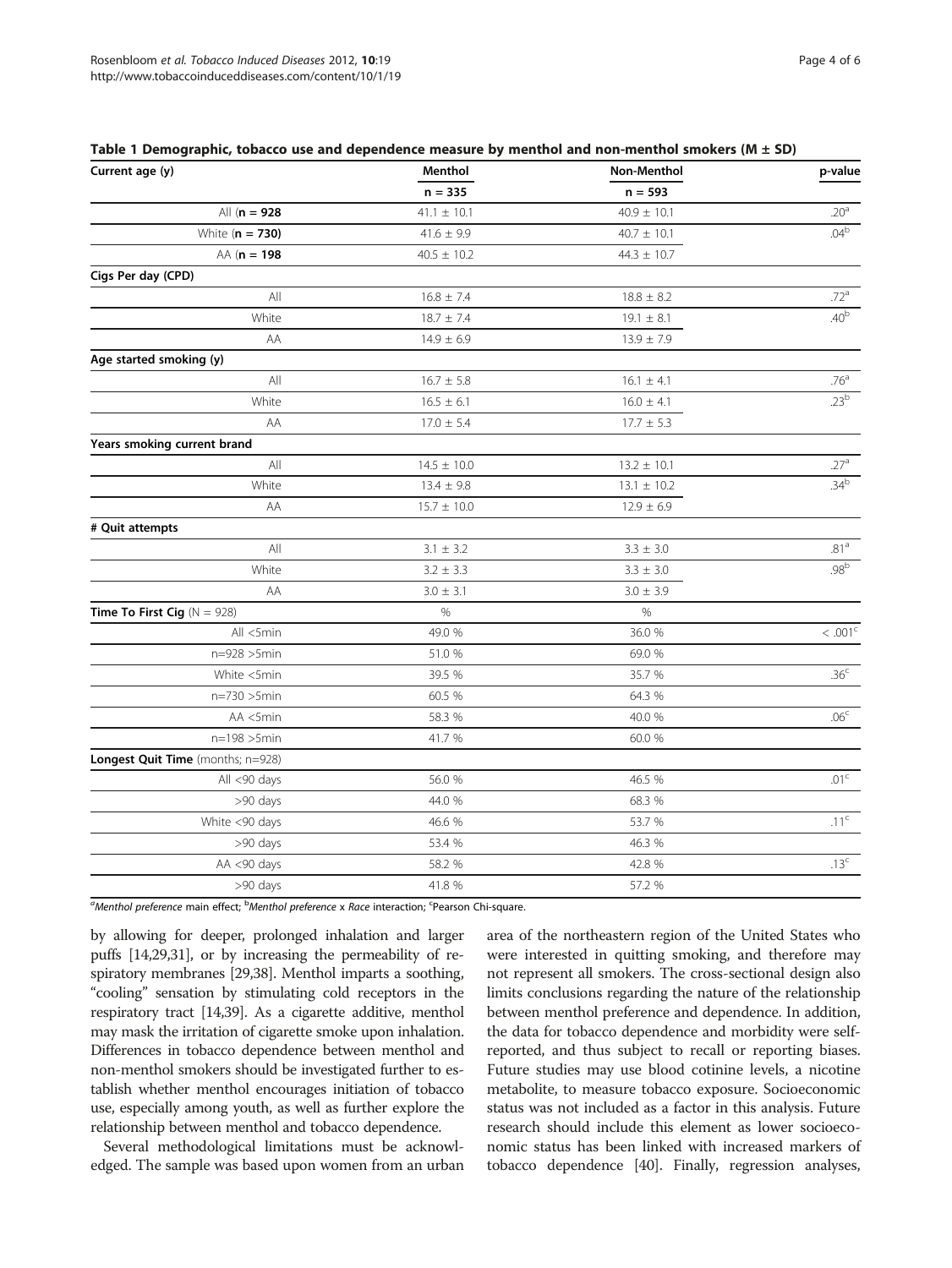**Table 1 Demographic, tobacco use and dependence measure by menthol and non-menthol smokers (M ± SD)**

| Current age (y) | Menthol | Non-Menthol | p-value |
|---|---|---|---|
| | n = 335 | n = 593 | |
| All (**n = 928**) | 41.1 ± 10.1 | 40.9 ± 10.1 | .20[a] |
| White (**n = 730**) | 41.6 ± 9.9 | 40.7 ± 10.1 | .04[b] |
| AA (**n = 198**) | 40.5 ± 10.2 | 44.3 ± 10.7 | |
| **Cigs Per day (CPD)** | | | |
| All | 16.8 ± 7.4 | 18.8 ± 8.2 | .72[a] |
| White | 18.7 ± 7.4 | 19.1 ± 8.1 | .40[b] |
| AA | 14.9 ± 6.9 | 13.9 ± 7.9 | |
| **Age started smoking (y)** | | | |
| All | 16.7 ± 5.8 | 16.1 ± 4.1 | .76[a] |
| White | 16.5 ± 6.1 | 16.0 ± 4.1 | .23[b] |
| AA | 17.0 ± 5.4 | 17.7 ± 5.3 | |
| **Years smoking current brand** | | | |
| All | 14.5 ± 10.0 | 13.2 ± 10.1 | .27[a] |
| White | 13.4 ± 9.8 | 13.1 ± 10.2 | .34[b] |
| AA | 15.7 ± 10.0 | 12.9 ± 6.9 | |
| **# Quit attempts** | | | |
| All | 3.1 ± 3.2 | 3.3 ± 3.0 | .81[a] |
| White | 3.2 ± 3.3 | 3.3 ± 3.0 | .98[b] |
| AA | 3.0 ± 3.1 | 3.0 ± 3.9 | |
| **Time To First Cig** (N = 928) | % | % | |
| All <5min | 49.0 % | 36.0 % | < .001[c] |
| n=928 >5min | 51.0 % | 69.0 % | |
| White <5min | 39.5 % | 35.7 % | .36[c] |
| n=730 >5min | 60.5 % | 64.3 % | |
| AA <5min | 58.3 % | 40.0 % | .06[c] |
| n=198 >5min | 41.7 % | 60.0 % | |
| **Longest Quit Time** (months; n=928) | | | |
| All <90 days | 56.0 % | 46.5 % | .01[c] |
| >90 days | 44.0 % | 68.3 % | |
| White <90 days | 46.6 % | 53.7 % | .11[c] |
| >90 days | 53.4 % | 46.3 % | |
| AA <90 days | 58.2 % | 42.8 % | .13[c] |
| >90 days | 41.8 % | 57.2 % | |

[a]*Menthol preference* main effect; [b]*Menthol preference* x *Race* interaction; [c]Pearson Chi-square.

by allowing for deeper, prolonged inhalation and larger puffs [14,29,31], or by increasing the permeability of respiratory membranes [29,38]. Menthol imparts a soothing, "cooling" sensation by stimulating cold receptors in the respiratory tract [14,39]. As a cigarette additive, menthol may mask the irritation of cigarette smoke upon inhalation. Differences in tobacco dependence between menthol and non-menthol smokers should be investigated further to establish whether menthol encourages initiation of tobacco use, especially among youth, as well as further explore the relationship between menthol and tobacco dependence.

Several methodological limitations must be acknowledged. The sample was based upon women from an urban area of the northeastern region of the United States who were interested in quitting smoking, and therefore may not represent all smokers. The cross-sectional design also limits conclusions regarding the nature of the relationship between menthol preference and dependence. In addition, the data for tobacco dependence and morbidity were self-reported, and thus subject to recall or reporting biases. Future studies may use blood cotinine levels, a nicotine metabolite, to measure tobacco exposure. Socioeconomic status was not included as a factor in this analysis. Future research should include this element as lower socioeconomic status has been linked with increased markers of tobacco dependence [40]. Finally, regression analyses,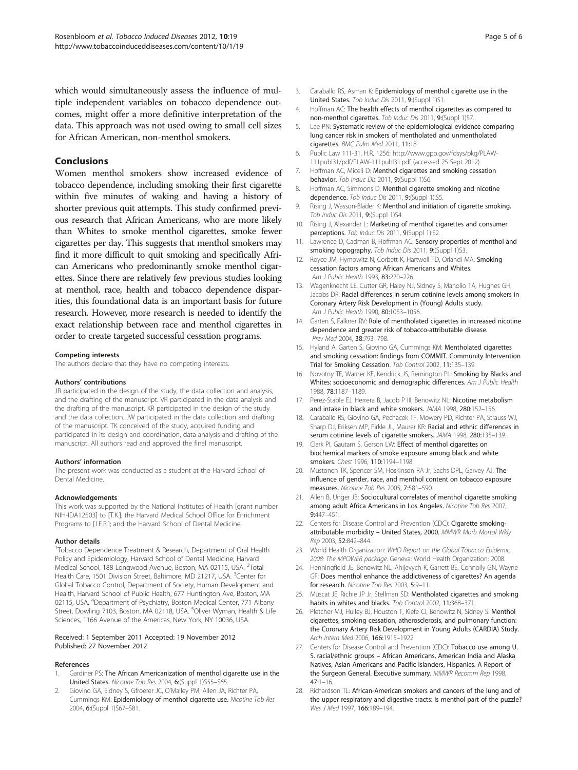which would simultaneously assess the influence of multiple independent variables on tobacco dependence outcomes, might offer a more definitive interpretation of the data. This approach was not used owing to small cell sizes for African American, non-menthol smokers.

## Conclusions

Women menthol smokers show increased evidence of tobacco dependence, including smoking their first cigarette within five minutes of waking and having a history of shorter previous quit attempts. This study confirmed previous research that African Americans, who are more likely than Whites to smoke menthol cigarettes, smoke fewer cigarettes per day. This suggests that menthol smokers may find it more difficult to quit smoking and specifically African Americans who predominantly smoke menthol cigarettes. Since there are relatively few previous studies looking at menthol, race, health and tobacco dependence disparities, this foundational data is an important basis for future research. However, more research is needed to identify the exact relationship between race and menthol cigarettes in order to create targeted successful cessation programs.

#### Competing interests

The authors declare that they have no competing interests.

#### Authors' contributions

JR participated in the design of the study, the data collection and analysis, and the drafting of the manuscript. VR participated in the data analysis and the drafting of the manuscript. KR participated in the design of the study and the data collection. JW participated in the data collection and drafting of the manuscript. TK conceived of the study, acquired funding and participated in its design and coordination, data analysis and drafting of the manuscript. All authors read and approved the final manuscript.

#### Authors' information

The present work was conducted as a student at the Harvard School of Dental Medicine.

#### Acknowledgements

This work was supported by the National Institutes of Health [grant number NIH-IDA12503] to [T.K.]; the Harvard Medical School Office for Enrichment Programs to [J.E.R.]; and the Harvard School of Dental Medicine.

#### Author details

[1]Tobacco Dependence Treatment & Research, Department of Oral Health Policy and Epidemiology, Harvard School of Dental Medicine, Harvard Medical School, 188 Longwood Avenue, Boston, MA 02115, USA. [2]Total Health Care, 1501 Division Street, Baltimore, MD 21217, USA. [3]Center for Global Tobacco Control, Department of Society, Human Development and Health, Harvard School of Public Health, 677 Huntington Ave, Boston, MA 02115, USA. [4]Department of Psychiatry, Boston Medical Center, 771 Albany Street, Dowling 7103, Boston, MA 02118, USA. [5]Oliver Wyman, Health & Life Sciences, 1166 Avenue of the Americas, New York, NY 10036, USA.

Received: 1 September 2011 Accepted: 19 November 2012
Published: 27 November 2012

#### References

1. Gardiner PS: **The African Americanization of menthol cigarette use in the United States.** *Nicotine Tob Res* 2004, **6**:(Suppl 1)S55–S65.
2. Giovino GA, Sidney S, Gfroerer JC, O'Malley PM, Allen JA, Richter PA, Cummings KM: **Epidemiology of menthol cigarette use.** *Nicotine Tob Res* 2004, **6**:(Suppl 1)S67–S81.
3. Caraballo RS, Asman K: **Epidemiology of menthol cigarette use in the United States.** *Tob Induc Dis* 2011, **9**:(Suppl 1)S1.
4. Hoffman AC: **The health effects of menthol cigarettes as compared to non-menthol cigarettes.** *Tob Induc Dis* 2011, **9**:(Suppl 1)S7.
5. Lee PN: **Systematic review of the epidemiological evidence comparing lung cancer risk in smokers of mentholated and unmentholated cigarettes.** *BMC Pulm Med* 2011, **11**:18.
6. Public Law 111-31, H.R. 1256: http://www.gpo.gov/fdsys/pkg/PLAW-111publ31/pdf/PLAW-111publ31.pdf (accessed 25 Sept 2012).
7. Hoffman AC, Miceli D: **Menthol cigarettes and smoking cessation behavior.** *Tob Induc Dis* 2011, **9**:(Suppl 1)S6.
8. Hoffman AC, Simmons D: **Menthol cigarette smoking and nicotine dependence.** *Tob Induc Dis* 2011, **9**:(Suppl 1):S5.
9. Rising J, Wasson-Blader K: **Menthol and initiation of cigarette smoking.** *Tob Induc Dis* 2011, **9**:(Suppl 1)S4.
10. Rising J, Alexander L: **Marketing of menthol cigarettes and consumer perceptions.** *Tob Induc Dis* 2011, **9**(Suppl 1):S2.
11. Lawrence D, Cadman B, Hoffman AC: **Sensory properties of menthol and smoking topography.** *Tob Induc Dis* 2011, **9**:(Suppl 1)S3.
12. Royce JM, Hymowitz N, Corbett K, Hartwell TD, Orlandi MA: **Smoking cessation factors among African Americans and Whites.** *Am J Public Health* 1993, **83**:220–226.
13. Wagenknecht LE, Cutter GR, Haley NJ, Sidney S, Manolio TA, Hughes GH, Jacobs DR: **Racial differences in serum cotinine levels among smokers in Coronary Artery Risk Development in (Young) Adults study.** *Am J Public Health* 1990, **80**:1053–1056.
14. Garten S, Falkner RV: **Role of mentholated cigarettes in increased nicotine dependence and greater risk of tobacco-attributable disease.** *Prev Med* 2004, **38**:793–798.
15. Hyland A, Garten S, Giovino GA, Cummings KM: **Mentholated cigarettes and smoking cessation: findings from COMMIT. Community Intervention Trial for Smoking Cessation.** *Tob Control* 2002, **11**:135–139.
16. Novotny TE, Warner KE, Kendrick JS, Remington PL: **Smoking by Blacks and Whites: socioeconomic and demographic differences.** *Am J Public Health* 1988, **78**:1187–1189.
17. Perez-Stable EJ, Herrera B, Jacob P III, Benowitz NL: **Nicotine metabolism and intake in black and white smokers.** *JAMA* 1998, **280**:152–156.
18. Caraballo RS, Giovino GA, Pechacek TF, Mowery PD, Richter PA, Strauss WJ, Sharp DJ, Eriksen MP, Pirkle JL, Maurer KR: **Racial and ethnic differences in serum cotinine levels of cigarette smokers.** *JAMA* 1998, **280**:135–139.
19. Clark PI, Gautam S, Gerson LW: **Effect of menthol cigarettes on biochemical markers of smoke exposure among black and white smokers.** *Chest* 1996, **110**:1194–1198.
20. Mustonen TK, Spencer SM, Hoskinson RA Jr, Sachs DPL, Garvey AJ: **The influence of gender, race, and menthol content on tobacco exposure measures.** *Nicotine Tob Res* 2005, **7**:581–590.
21. Allen B, Unger JB: **Sociocultural correlates of menthol cigarette smoking among adult Africa Americans in Los Angeles.** *Nicotine Tob Res* 2007, **9**:447–451.
22. Centers for Disease Control and Prevention (CDC): **Cigarette smoking-attributable morbidity – United States, 2000.** *MMWR Morb Mortal Wkly Rep* 2003, **52**:842–844.
23. World Health Organization: *WHO Report on the Global Tobacco Epidemic, 2008: The MPOWER package*. Geneva: World Health Organization; 2008.
24. Henningfield JE, Benowitz NL, Ahijevych K, Garrett BE, Connolly GN, Wayne GF: **Does menthol enhance the addictiveness of cigarettes? An agenda for research.** *Nicotine Tob Res* 2003, **5**:9–11.
25. Muscat JE, Richie JP Jr, Stellman SD: **Mentholated cigarettes and smoking habits in whites and blacks.** *Tob Control* 2002, **11**:368–371.
26. Pletcher MJ, Hulley BJ, Houston T, Kiefe CI, Benowitz N, Sidney S: **Menthol cigarettes, smoking cessation, atherosclerosis, and pulmonary function: the Coronary Artery Risk Development in Young Adults (CARDIA) Study.** *Arch Intern Med* 2006, **166**:1915–1922.
27. Centers for Disease Control and Prevention (CDC): **Tobacco use among U. S. racial/ethnic groups – African Americans, American India and Alaska Natives, Asian Americans and Pacific Islanders, Hispanics. A Report of the Surgeon General. Executive summary.** *MMWR Recomm Rep* 1998, **47**:1–16.
28. Richardson TL: **African-American smokers and cancers of the lung and of the upper respiratory and digestive tracts: Is menthol part of the puzzle?** *Wes J Med* 1997, **166**:189–194.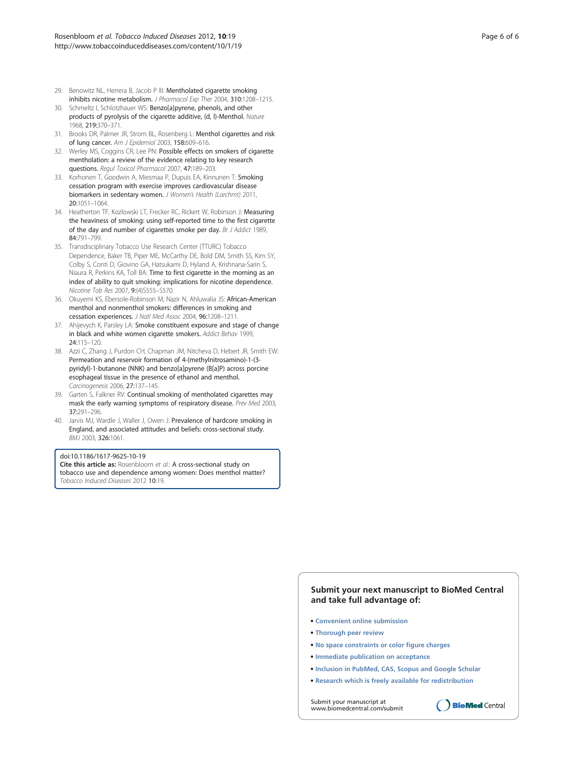29. Benowitz NL, Herrera B, Jacob P III: **Mentholated cigarette smoking inhibits nicotine metabolism.** *J Pharmacol Exp Ther* 2004, **310:**1208–1215.
30. Schmeltz I, Schlotzhauer WS: **Benzo[a]pyrene, phenols, and other products of pyrolysis of the cigarette additive, (d, l)-Menthol.** *Nature* 1968, **219:**370–371.
31. Brooks DR, Palmer JR, Strom BL, Rosenberg L: **Menthol cigarettes and risk of lung cancer.** *Am J Epidemiol* 2003, **158:**609–616.
32. Werley MS, Coggins CR, Lee PN: **Possible effects on smokers of cigarette mentholation: a review of the evidence relating to key research questions.** *Regul Toxicol Pharmacol* 2007, **47:**189–203.
33. Korhonen T, Goodwin A, Miesmaa P, Dupuis EA, Kinnunen T: **Smoking cessation program with exercise improves cardiovascular disease biomarkers in sedentary women.** *J Women's Health (Larchmt)* 2011, **20:**1051–1064.
34. Heatherton TF, Kozlowski LT, Frecker RC, Rickert W, Robinson J: **Measuring the heaviness of smoking: using self-reported time to the first cigarette of the day and number of cigarettes smoke per day.** *Br J Addict* 1989, **84:**791–799.
35. Transdisciplinary Tobacco Use Research Center (TTURC) Tobacco Dependence, Baker TB, Piper ME, McCarthy DE, Bold DM, Smith SS, Kim SY, Colby S, Conti D, Giovino GA, Hatsukami D, Hyland A, Krishnana-Sarin S, Niaura R, Perkins KA, Toll BA: **Time to first cigarette in the morning as an index of ability to quit smoking: implications for nicotine dependence.** *Nicotine Tob Res* 2007, **9:**(4)S555–S570.
36. Okuyemi KS, Ebersole-Robinson M, Nazir N, Ahluwalia JS: **African-American menthol and nonmenthol smokers: differences in smoking and cessation experiences.** *J Natl Med Assoc* 2004, **96:**1208–1211.
37. Ahijevych K, Parsley LA: **Smoke constituent exposure and stage of change in black and white women cigarette smokers.** *Addict Behav* 1999, **24:**115–120.
38. Azzi C, Zhang J, Purdon CH, Chapman JM, Nitcheva D, Hebert JR, Smith EW: **Permeation and reservoir formation of 4-(methylnitrosamino)-1-(3-pyridyl)-1-butanone (NNK) and benzo[a]pyrene (B[a]P) across porcine esophageal tissue in the presence of ethanol and menthol.** *Carcinogenesis* 2006, **27:**137–145.
39. Garten S, Falkner RV: **Continual smoking of mentholated cigarettes may mask the early warning symptoms of respiratory disease.** *Prev Med* 2003, **37:**291–296.
40. Jarvis MJ, Wardle J, Waller J, Owen J: **Prevalence of hardcore smoking in England, and associated attitudes and beliefs: cross-sectional study.** *BMJ* 2003, **326:**1061.

doi:10.1186/1617-9625-10-19

**Cite this article as:** Rosenbloom *et al.*: A cross-sectional study on tobacco use and dependence among women: Does menthol matter? *Tobacco Induced Diseases* 2012 **10**:19.

**Submit your next manuscript to BioMed Central and take full advantage of:**

- **Convenient online submission**
- **Thorough peer review**
- **No space constraints or color figure charges**
- **Immediate publication on acceptance**
- **Inclusion in PubMed, CAS, Scopus and Google Scholar**
- **Research which is freely available for redistribution**

Submit your manuscript at www.biomedcentral.com/submit

BioMed Central